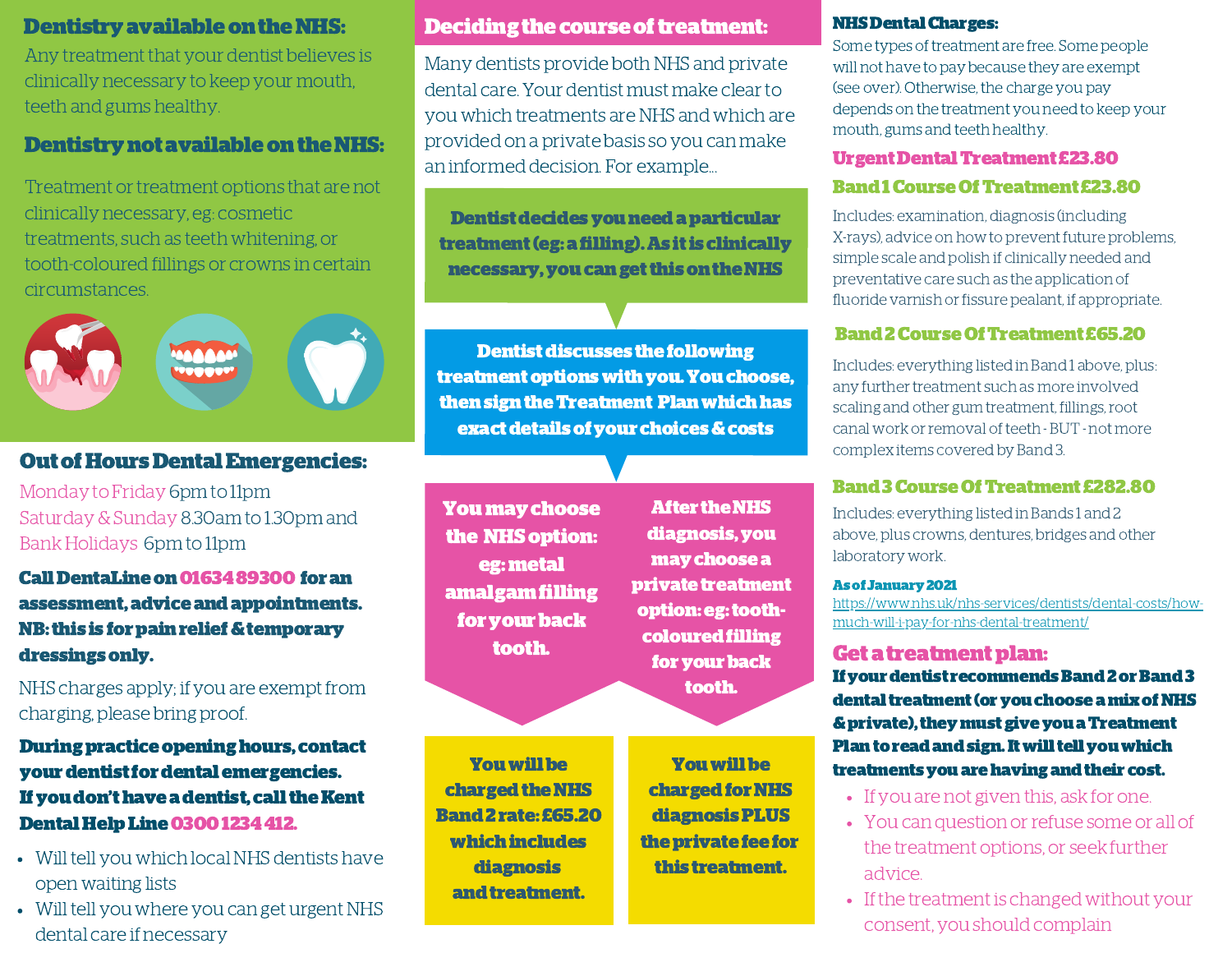## Dentistry available on the NHS:

Any treatment that your dentist believes is clinically necessary to keep your mouth, teeth and gums healthy.

## Dentistry not available on the NHS:

Treatment or treatment options that are not clinically necessary, eg: cosmetic treatments, such as teeth whitening, or tooth-coloured fillings or crowns in certain circumstances.

## Out of Hours Dental Emergencies:

Monday to Friday 6pm to 11pm
Saturday & Sunday 8.30am to 1.30pm and
Bank Holidays 6pm to 11pm

**Call DentaLine on 01634 89300 for an assessment, advice and appointments. NB: this is for pain relief & temporary dressings only.**

NHS charges apply; if you are exempt from charging, please bring proof.

**During practice opening hours, contact your dentist for dental emergencies. If you don't have a dentist, call the Kent Dental Help Line 0300 1234 412.**

- Will tell you which local NHS dentists have open waiting lists
- Will tell you where you can get urgent NHS dental care if necessary

## Deciding the course of treatment:

Many dentists provide both NHS and private dental care. Your dentist must make clear to you which treatments are NHS and which are provided on a private basis so you can make an informed decision. For example...

**Dentist decides you need a particular treatment (eg: a filling). As it is clinically necessary, you can get this on the NHS**

**Dentist discusses the following treatment options with you. You choose, then sign the Treatment Plan which has exact details of your choices & costs**

**You may choose the NHS option: eg: metal amalgam filling for your back tooth.**

**You will be charged the NHS Band 2 rate: £65.20 which includes diagnosis and treatment.**

**After the NHS diagnosis, you may choose a private treatment option: eg: tooth-coloured filling for your back tooth.**

**You will be charged for NHS diagnosis PLUS the private fee for this treatment.**

## NHS Dental Charges:

Some types of treatment are free. Some people will not have to pay because they are exempt (see over). Otherwise, the charge you pay depends on the treatment you need to keep your mouth, gums and teeth healthy.

### Urgent Dental Treatment £23.80

### Band 1 Course Of Treatment £23.80

Includes: examination, diagnosis (including X-rays), advice on how to prevent future problems, simple scale and polish if clinically needed and preventative care such as the application of fluoride varnish or fissure pealant, if appropriate.

### Band 2 Course Of Treatment £65.20

Includes: everything listed in Band 1 above, plus: any further treatment such as more involved scaling and other gum treatment, fillings, root canal work or removal of teeth - BUT - not more complex items covered by Band 3.

### Band 3 Course Of Treatment £282.80

Includes: everything listed in Bands 1 and 2 above, plus crowns, dentures, bridges and other laboratory work.

**As of January 2021**
https://www.nhs.uk/nhs-services/dentists/dental-costs/how-much-will-i-pay-for-nhs-dental-treatment/

## Get a treatment plan:

**If your dentist recommends Band 2 or Band 3 dental treatment (or you choose a mix of NHS & private), they must give you a Treatment Plan to read and sign. It will tell you which treatments you are having and their cost.**

- If you are not given this, ask for one.
- You can question or refuse some or all of the treatment options, or seek further advice.
- If the treatment is changed without your consent, you should complain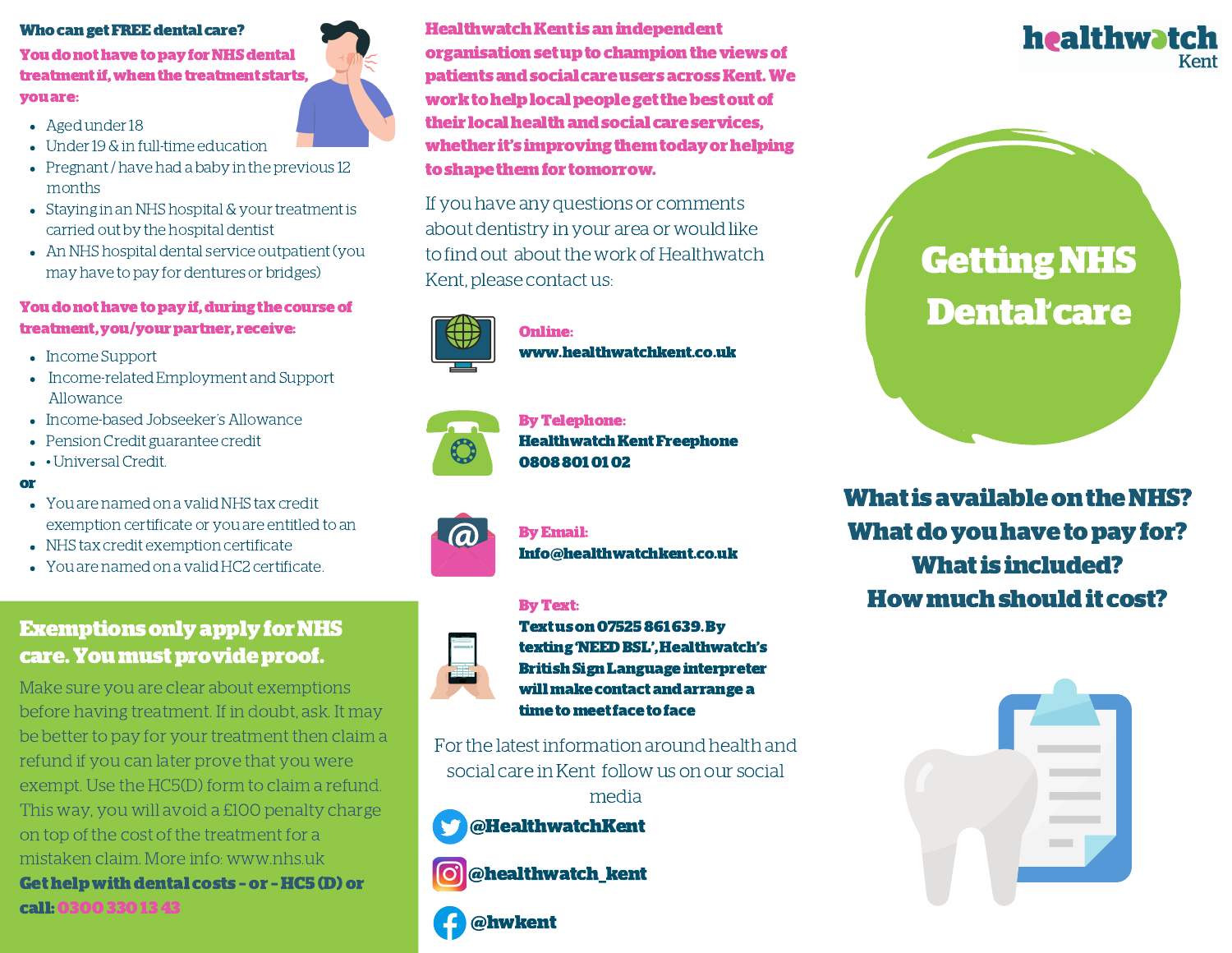**Who can get FREE dental care?**

**You do not have to pay for NHS dental treatment if, when the treatment starts, you are:**

- Aged under 18
- Under 19 & in full-time education
- Pregnant / have had a baby in the previous 12 months
- Staying in an NHS hospital & your treatment is carried out by the hospital dentist
- An NHS hospital dental service outpatient (you may have to pay for dentures or bridges)

**You do not have to pay if, during the course of treatment, you/your partner, receive:**

- Income Support
- Income-related Employment and Support Allowance
- Income-based Jobseeker's Allowance
- Pension Credit guarantee credit
- • Universal Credit.

**or**

- You are named on a valid NHS tax credit exemption certificate or you are entitled to an
- NHS tax credit exemption certificate
- You are named on a valid HC2 certificate.

## Exemptions only apply for NHS care. You must provide proof.

Make sure you are clear about exemptions before having treatment. If in doubt, ask. It may be better to pay for your treatment then claim a refund if you can later prove that you were exempt. Use the HC5(D) form to claim a refund. This way, you will avoid a £100 penalty charge on top of the cost of the treatment for a mistaken claim. More info: www.nhs.uk

**Get help with dental costs - or - HC5 (D) or call: 0300 330 13 43**

**Healthwatch Kent is an independent organisation set up to champion the views of patients and social care users across Kent. We work to help local people get the best out of their local health and social care services, whether it's improving them today or helping to shape them for tomorrow.**

If you have any questions or comments about dentistry in your area or would like to find out about the work of Healthwatch Kent, please contact us:

**Online:**
**www.healthwatchkent.co.uk**

**By Telephone:**
**Healthwatch Kent Freephone 0808 801 01 02**

**By Email:**
**Info@healthwatchkent.co.uk**

**By Text:**
**Text us on 07525 861 639. By texting 'NEED BSL', Healthwatch's British Sign Language interpreter will make contact and arrange a time to meet face to face**

For the latest information around health and social care in Kent follow us on our social media

**@HealthwatchKent**

**@healthwatch_kent**

**@hwkent**

healthwatch Kent

# Getting NHS Dental care

## What is available on the NHS?
## What do you have to pay for?
## What is included?
## How much should it cost?